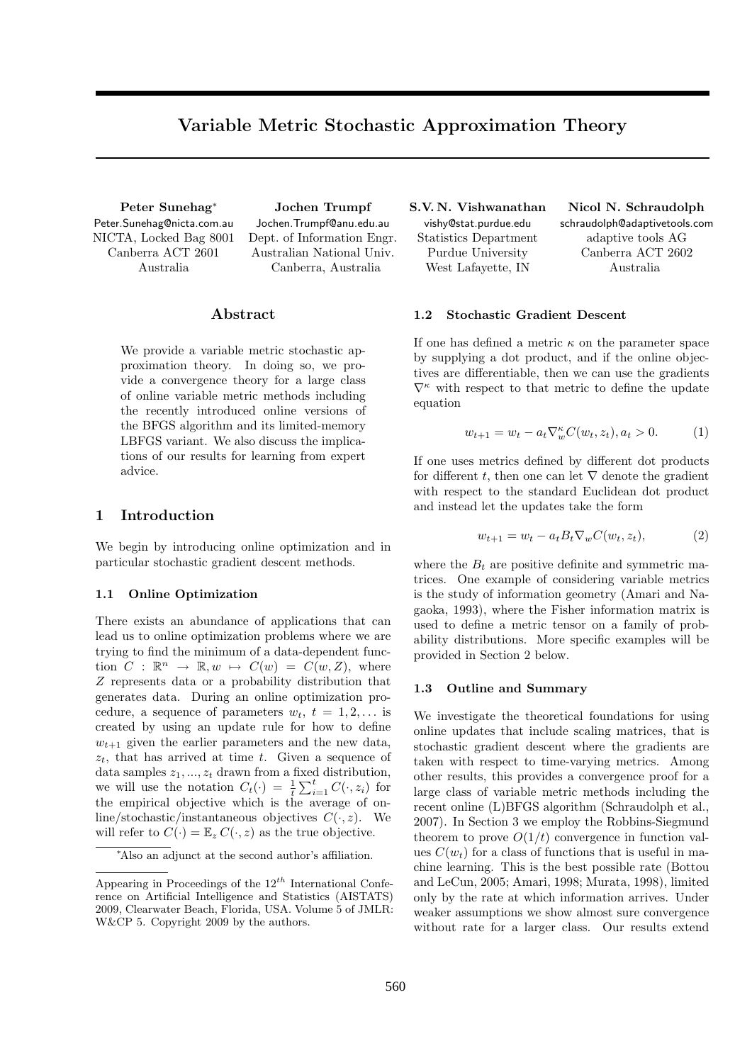# Variable Metric Stochastic Approximation Theory

**Peter Sunehag**[*]
Peter.Sunehag@nicta.com.au
NICTA, Locked Bag 8001
Canberra ACT 2601
Australia

**Jochen Trumpf**
Jochen.Trumpf@anu.edu.au
Dept. of Information Engr.
Australian National Univ.
Canberra, Australia

**S.V. N. Vishwanathan**
vishy@stat.purdue.edu
Statistics Department
Purdue University
West Lafayette, IN

**Nicol N. Schraudolph**
schraudolph@adaptivetools.com
adaptive tools AG
Canberra ACT 2602
Australia

## Abstract

We provide a variable metric stochastic approximation theory. In doing so, we provide a convergence theory for a large class of online variable metric methods including the recently introduced online versions of the BFGS algorithm and its limited-memory LBFGS variant. We also discuss the implications of our results for learning from expert advice.

## 1 Introduction

We begin by introducing online optimization and in particular stochastic gradient descent methods.

### 1.1 Online Optimization

There exists an abundance of applications that can lead us to online optimization problems where we are trying to find the minimum of a data-dependent function $C : \mathbb{R}^n \to \mathbb{R}, w \mapsto C(w) = C(w, Z)$, where $Z$ represents data or a probability distribution that generates data. During an online optimization procedure, a sequence of parameters $w_t$, $t = 1, 2, \ldots$ is created by using an update rule for how to define $w_{t+1}$ given the earlier parameters and the new data, $z_t$, that has arrived at time $t$. Given a sequence of data samples $z_1, ..., z_t$ drawn from a fixed distribution, we will use the notation $C_t(\cdot) = \frac{1}{t}\sum_{i=1}^{t} C(\cdot, z_i)$ for the empirical objective which is the average of online/stochastic/instantaneous objectives $C(\cdot, z)$. We will refer to $C(\cdot) = \mathbb{E}_z\, C(\cdot, z)$ as the true objective.

[*]Also an adjunct at the second author's affiliation.

Appearing in Proceedings of the $12^{th}$ International Conference on Artificial Intelligence and Statistics (AISTATS) 2009, Clearwater Beach, Florida, USA. Volume 5 of JMLR: W&CP 5. Copyright 2009 by the authors.

### 1.2 Stochastic Gradient Descent

If one has defined a metric $\kappa$ on the parameter space by supplying a dot product, and if the online objectives are differentiable, then we can use the gradients $\nabla^\kappa$ with respect to that metric to define the update equation

$$w_{t+1} = w_t - a_t \nabla_w^\kappa C(w_t, z_t), a_t > 0. \tag{1}$$

If one uses metrics defined by different dot products for different $t$, then one can let $\nabla$ denote the gradient with respect to the standard Euclidean dot product and instead let the updates take the form

$$w_{t+1} = w_t - a_t B_t \nabla_w C(w_t, z_t), \tag{2}$$

where the $B_t$ are positive definite and symmetric matrices. One example of considering variable metrics is the study of information geometry (Amari and Nagaoka, 1993), where the Fisher information matrix is used to define a metric tensor on a family of probability distributions. More specific examples will be provided in Section 2 below.

### 1.3 Outline and Summary

We investigate the theoretical foundations for using online updates that include scaling matrices, that is stochastic gradient descent where the gradients are taken with respect to time-varying metrics. Among other results, this provides a convergence proof for a large class of variable metric methods including the recent online (L)BFGS algorithm (Schraudolph et al., 2007). In Section 3 we employ the Robbins-Siegmund theorem to prove $O(1/t)$ convergence in function values $C(w_t)$ for a class of functions that is useful in machine learning. This is the best possible rate (Bottou and LeCun, 2005; Amari, 1998; Murata, 1998), limited only by the rate at which information arrives. Under weaker assumptions we show almost sure convergence without rate for a larger class. Our results extend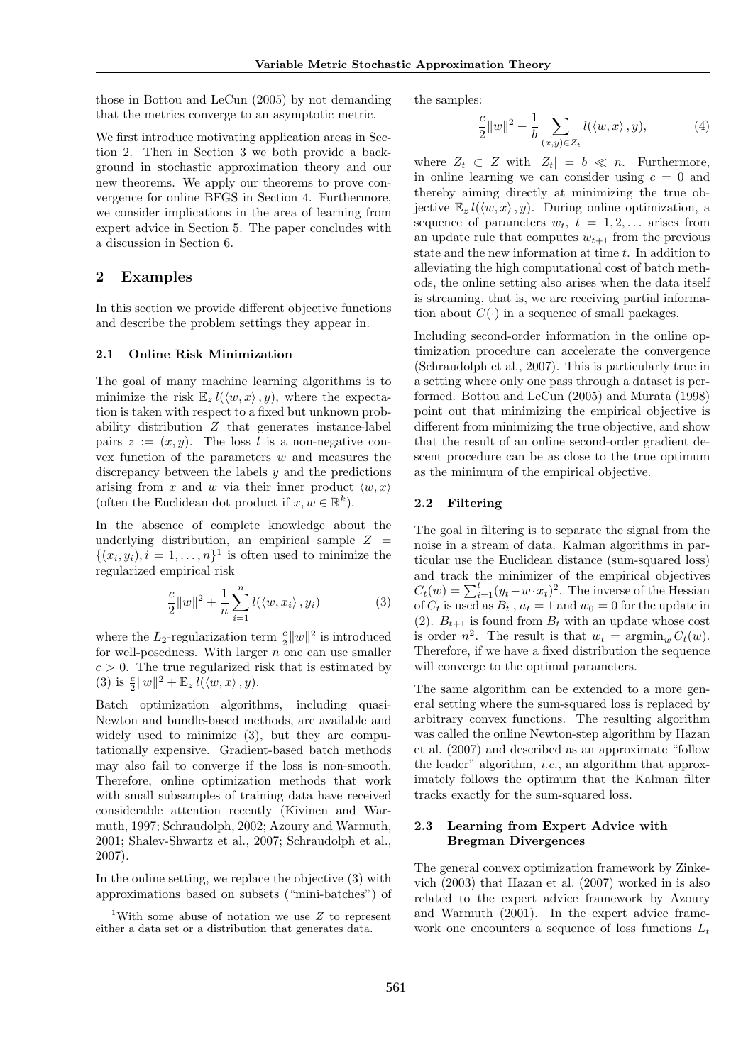those in Bottou and LeCun (2005) by not demanding that the metrics converge to an asymptotic metric.

We first introduce motivating application areas in Section 2. Then in Section 3 we both provide a background in stochastic approximation theory and our new theorems. We apply our theorems to prove convergence for online BFGS in Section 4. Furthermore, we consider implications in the area of learning from expert advice in Section 5. The paper concludes with a discussion in Section 6.

## 2 Examples

In this section we provide different objective functions and describe the problem settings they appear in.

### 2.1 Online Risk Minimization

The goal of many machine learning algorithms is to minimize the risk $\mathbb{E}_z\, l(\langle w, x\rangle, y)$, where the expectation is taken with respect to a fixed but unknown probability distribution $Z$ that generates instance-label pairs $z := (x, y)$. The loss $l$ is a non-negative convex function of the parameters $w$ and measures the discrepancy between the labels $y$ and the predictions arising from $x$ and $w$ via their inner product $\langle w, x\rangle$ (often the Euclidean dot product if $x, w \in \mathbb{R}^k$).

In the absence of complete knowledge about the underlying distribution, an empirical sample $Z = \{(x_i, y_i), i = 1, \ldots, n\}$[1] is often used to minimize the regularized empirical risk

$$\frac{c}{2}\|w\|^2 + \frac{1}{n}\sum_{i=1}^{n} l(\langle w, x_i\rangle, y_i) \tag{3}$$

where the $L_2$-regularization term $\frac{c}{2}\|w\|^2$ is introduced for well-posedness. With larger $n$ one can use smaller $c > 0$. The true regularized risk that is estimated by (3) is $\frac{c}{2}\|w\|^2 + \mathbb{E}_z\, l(\langle w, x\rangle, y)$.

Batch optimization algorithms, including quasi-Newton and bundle-based methods, are available and widely used to minimize (3), but they are computationally expensive. Gradient-based batch methods may also fail to converge if the loss is non-smooth. Therefore, online optimization methods that work with small subsamples of training data have received considerable attention recently (Kivinen and Warmuth, 1997; Schraudolph, 2002; Azoury and Warmuth, 2001; Shalev-Shwartz et al., 2007; Schraudolph et al., 2007).

In the online setting, we replace the objective (3) with approximations based on subsets ("mini-batches") of the samples:

$$\frac{c}{2}\|w\|^2 + \frac{1}{b}\sum_{(x,y)\in Z_t} l(\langle w, x\rangle, y), \tag{4}$$

where $Z_t \subset Z$ with $|Z_t| = b \ll n$. Furthermore, in online learning we can consider using $c = 0$ and thereby aiming directly at minimizing the true objective $\mathbb{E}_z\, l(\langle w, x\rangle, y)$. During online optimization, a sequence of parameters $w_t$, $t = 1, 2, \ldots$ arises from an update rule that computes $w_{t+1}$ from the previous state and the new information at time $t$. In addition to alleviating the high computational cost of batch methods, the online setting also arises when the data itself is streaming, that is, we are receiving partial information about $C(\cdot)$ in a sequence of small packages.

Including second-order information in the online optimization procedure can accelerate the convergence (Schraudolph et al., 2007). This is particularly true in a setting where only one pass through a dataset is performed. Bottou and LeCun (2005) and Murata (1998) point out that minimizing the empirical objective is different from minimizing the true objective, and show that the result of an online second-order gradient descent procedure can be as close to the true optimum as the minimum of the empirical objective.

### 2.2 Filtering

The goal in filtering is to separate the signal from the noise in a stream of data. Kalman algorithms in particular use the Euclidean distance (sum-squared loss) and track the minimizer of the empirical objectives $C_t(w) = \sum_{i=1}^{t}(y_t - w\cdot x_t)^2$. The inverse of the Hessian of $C_t$ is used as $B_t$, $a_t = 1$ and $w_0 = 0$ for the update in (2). $B_{t+1}$ is found from $B_t$ with an update whose cost is order $n^2$. The result is that $w_t = \operatorname{argmin}_w C_t(w)$. Therefore, if we have a fixed distribution the sequence will converge to the optimal parameters.

The same algorithm can be extended to a more general setting where the sum-squared loss is replaced by arbitrary convex functions. The resulting algorithm was called the online Newton-step algorithm by Hazan et al. (2007) and described as an approximate "follow the leader" algorithm, *i.e.*, an algorithm that approximately follows the optimum that the Kalman filter tracks exactly for the sum-squared loss.

### 2.3 Learning from Expert Advice with Bregman Divergences

The general convex optimization framework by Zinkevich (2003) that Hazan et al. (2007) worked in is also related to the expert advice framework by Azoury and Warmuth (2001). In the expert advice framework one encounters a sequence of loss functions $L_t$

[1] With some abuse of notation we use $Z$ to represent either a data set or a distribution that generates data.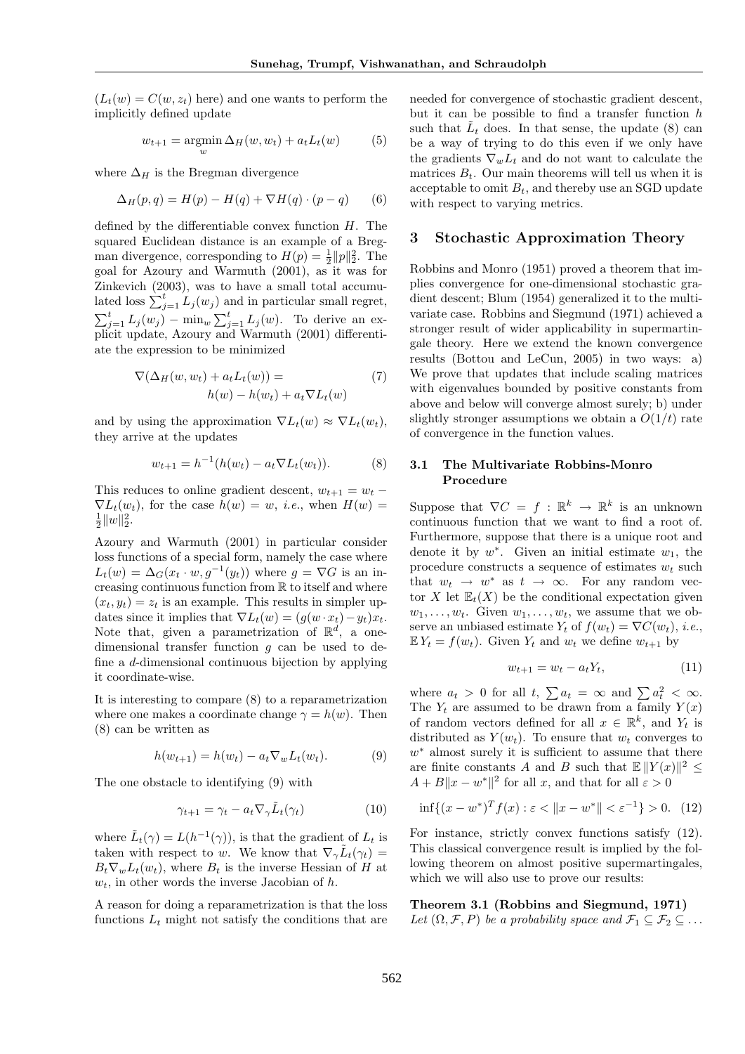($L_t(w) = C(w, z_t)$ here) and one wants to perform the implicitly defined update

$$w_{t+1} = \operatorname*{argmin}_w \Delta_H(w, w_t) + a_t L_t(w) \tag{5}$$

where $\Delta_H$ is the Bregman divergence

$$\Delta_H(p, q) = H(p) - H(q) + \nabla H(q) \cdot (p - q) \tag{6}$$

defined by the differentiable convex function $H$. The squared Euclidean distance is an example of a Bregman divergence, corresponding to $H(p) = \frac{1}{2}\|p\|_2^2$. The goal for Azoury and Warmuth (2001), as it was for Zinkevich (2003), was to have a small total accumulated loss $\sum_{j=1}^t L_j(w_j)$ and in particular small regret, $\sum_{j=1}^t L_j(w_j) - \min_w \sum_{j=1}^t L_j(w)$. To derive an explicit update, Azoury and Warmuth (2001) differentiate the expression to be minimized

$$\nabla(\Delta_H(w, w_t) + a_t L_t(w)) = \\ h(w) - h(w_t) + a_t \nabla L_t(w) \tag{7}$$

and by using the approximation $\nabla L_t(w) \approx \nabla L_t(w_t)$, they arrive at the updates

$$w_{t+1} = h^{-1}(h(w_t) - a_t \nabla L_t(w_t)). \tag{8}$$

This reduces to online gradient descent, $w_{t+1} = w_t - \nabla L_t(w_t)$, for the case $h(w) = w$, *i.e.*, when $H(w) = \frac{1}{2}\|w\|_2^2$.

Azoury and Warmuth (2001) in particular consider loss functions of a special form, namely the case where $L_t(w) = \Delta_G(x_t \cdot w, g^{-1}(y_t))$ where $g = \nabla G$ is an increasing continuous function from $\mathbb{R}$ to itself and where $(x_t, y_t) = z_t$ is an example. This results in simpler updates since it implies that $\nabla L_t(w) = (g(w \cdot x_t) - y_t)x_t$. Note that, given a parametrization of $\mathbb{R}^d$, a one-dimensional transfer function $g$ can be used to define a $d$-dimensional continuous bijection by applying it coordinate-wise.

It is interesting to compare (8) to a reparametrization where one makes a coordinate change $\gamma = h(w)$. Then (8) can be written as

$$h(w_{t+1}) = h(w_t) - a_t \nabla_w L_t(w_t). \tag{9}$$

The one obstacle to identifying (9) with

$$\gamma_{t+1} = \gamma_t - a_t \nabla_\gamma \tilde{L}_t(\gamma_t) \tag{10}$$

where $\tilde{L}_t(\gamma) = L(h^{-1}(\gamma))$, is that the gradient of $L_t$ is taken with respect to $w$. We know that $\nabla_\gamma \tilde{L}_t(\gamma_t) = B_t \nabla_w L_t(w_t)$, where $B_t$ is the inverse Hessian of $H$ at $w_t$, in other words the inverse Jacobian of $h$.

A reason for doing a reparametrization is that the loss functions $L_t$ might not satisfy the conditions that are needed for convergence of stochastic gradient descent, but it can be possible to find a transfer function $h$ such that $\tilde{L}_t$ does. In that sense, the update (8) can be a way of trying to do this even if we only have the gradients $\nabla_w L_t$ and do not want to calculate the matrices $B_t$. Our main theorems will tell us when it is acceptable to omit $B_t$, and thereby use an SGD update with respect to varying metrics.

## 3 Stochastic Approximation Theory

Robbins and Monro (1951) proved a theorem that implies convergence for one-dimensional stochastic gradient descent; Blum (1954) generalized it to the multivariate case. Robbins and Siegmund (1971) achieved a stronger result of wider applicability in supermartingale theory. Here we extend the known convergence results (Bottou and LeCun, 2005) in two ways: a) We prove that updates that include scaling matrices with eigenvalues bounded by positive constants from above and below will converge almost surely; b) under slightly stronger assumptions we obtain a $O(1/t)$ rate of convergence in the function values.

### 3.1 The Multivariate Robbins-Monro Procedure

Suppose that $\nabla C = f : \mathbb{R}^k \to \mathbb{R}^k$ is an unknown continuous function that we want to find a root of. Furthermore, suppose that there is a unique root and denote it by $w^*$. Given an initial estimate $w_1$, the procedure constructs a sequence of estimates $w_t$ such that $w_t \to w^*$ as $t \to \infty$. For any random vector $X$ let $\mathbb{E}_t(X)$ be the conditional expectation given $w_1, \ldots, w_t$. Given $w_1, \ldots, w_t$, we assume that we observe an unbiased estimate $Y_t$ of $f(w_t) = \nabla C(w_t)$, *i.e.*, $\mathbb{E}\, Y_t = f(w_t)$. Given $Y_t$ and $w_t$ we define $w_{t+1}$ by

$$w_{t+1} = w_t - a_t Y_t, \tag{11}$$

where $a_t > 0$ for all $t$, $\sum a_t = \infty$ and $\sum a_t^2 < \infty$. The $Y_t$ are assumed to be drawn from a family $Y(x)$ of random vectors defined for all $x \in \mathbb{R}^k$, and $Y_t$ is distributed as $Y(w_t)$. To ensure that $w_t$ converges to $w^*$ almost surely it is sufficient to assume that there are finite constants $A$ and $B$ such that $\mathbb{E}\,\|Y(x)\|^2 \le A + B\|x - w^*\|^2$ for all $x$, and that for all $\varepsilon > 0$

$$\inf\{(x - w^*)^T f(x) : \varepsilon < \|x - w^*\| < \varepsilon^{-1}\} > 0. \tag{12}$$

For instance, strictly convex functions satisfy (12). This classical convergence result is implied by the following theorem on almost positive supermartingales, which we will also use to prove our results:

**Theorem 3.1 (Robbins and Siegmund, 1971)** *Let $(\Omega, \mathcal{F}, P)$ be a probability space and $\mathcal{F}_1 \subseteq \mathcal{F}_2 \subseteq \ldots$*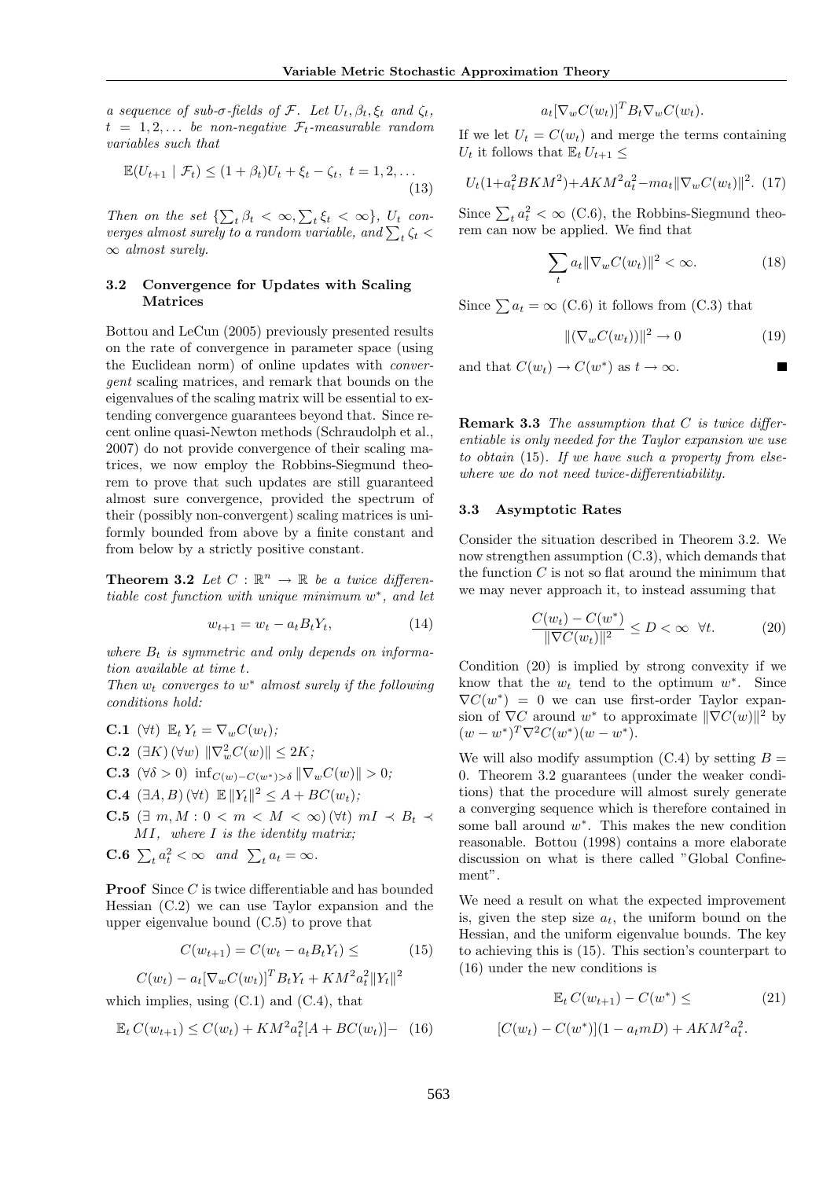*a sequence of sub-σ-fields of $\mathcal{F}$. Let $U_t, \beta_t, \xi_t$ and $\zeta_t$, $t = 1, 2, \ldots$ be non-negative $\mathcal{F}_t$-measurable random variables such that*

$$\mathbb{E}(U_{t+1} \mid \mathcal{F}_t) \leq (1 + \beta_t)U_t + \xi_t - \zeta_t,\ t = 1, 2, \ldots \tag{13}$$

*Then on the set $\{\sum_t \beta_t < \infty, \sum_t \xi_t < \infty\}$, $U_t$ converges almost surely to a random variable, and $\sum_t \zeta_t < \infty$ almost surely.*

### 3.2 Convergence for Updates with Scaling Matrices

Bottou and LeCun (2005) previously presented results on the rate of convergence in parameter space (using the Euclidean norm) of online updates with *convergent* scaling matrices, and remark that bounds on the eigenvalues of the scaling matrix will be essential to extending convergence guarantees beyond that. Since recent online quasi-Newton methods (Schraudolph et al., 2007) do not provide convergence of their scaling matrices, we now employ the Robbins-Siegmund theorem to prove that such updates are still guaranteed almost sure convergence, provided the spectrum of their (possibly non-convergent) scaling matrices is uniformly bounded from above by a finite constant and from below by a strictly positive constant.

**Theorem 3.2** *Let $C : \mathbb{R}^n \to \mathbb{R}$ be a twice differentiable cost function with unique minimum $w^*$, and let*

$$w_{t+1} = w_t - a_t B_t Y_t, \tag{14}$$

*where $B_t$ is symmetric and only depends on information available at time $t$.*
*Then $w_t$ converges to $w^*$ almost surely if the following conditions hold:*

**C.1** $(\forall t)\ \mathbb{E}_t Y_t = \nabla_w C(w_t)$;

**C.2** $(\exists K)\,(\forall w)\ \|\nabla_w^2 C(w)\| \leq 2K$;

**C.3** $(\forall \delta > 0)\ \inf_{C(w)-C(w^*)>\delta} \|\nabla_w C(w)\| > 0$;

**C.4** $(\exists A, B)\,(\forall t)\ \mathbb{E}\,\|Y_t\|^2 \leq A + BC(w_t)$;

**C.5** $(\exists\ m, M : 0 < m < M < \infty)\,(\forall t)\ mI \prec B_t \prec MI$, *where $I$ is the identity matrix;*

**C.6** $\sum_t a_t^2 < \infty$ *and* $\sum_t a_t = \infty$.

**Proof** Since $C$ is twice differentiable and has bounded Hessian (C.2) we can use Taylor expansion and the upper eigenvalue bound (C.5) to prove that

$$C(w_{t+1}) = C(w_t - a_t B_t Y_t) \leq \tag{15}$$

$$C(w_t) - a_t[\nabla_w C(w_t)]^T B_t Y_t + KM^2 a_t^2 \|Y_t\|^2$$

which implies, using (C.1) and (C.4), that

$$\mathbb{E}_t\, C(w_{t+1}) \leq C(w_t) + KM^2 a_t^2 [A + BC(w_t)] - \tag{16}$$

$$a_t [\nabla_w C(w_t)]^T B_t \nabla_w C(w_t).$$

If we let $U_t = C(w_t)$ and merge the terms containing $U_t$ it follows that $\mathbb{E}_t\, U_{t+1} \leq$

$$U_t(1 + a_t^2 BKM^2) + AKM^2 a_t^2 - m a_t \|\nabla_w C(w_t)\|^2. \tag{17}$$

Since $\sum_t a_t^2 < \infty$ (C.6), the Robbins-Siegmund theorem can now be applied. We find that

$$\sum_t a_t \|\nabla_w C(w_t)\|^2 < \infty. \tag{18}$$

Since $\sum a_t = \infty$ (C.6) it follows from (C.3) that

$$\|(\nabla_w C(w_t))\|^2 \to 0 \tag{19}$$

and that $C(w_t) \to C(w^*)$ as $t \to \infty$. ■

**Remark 3.3** *The assumption that $C$ is twice differentiable is only needed for the Taylor expansion we use to obtain* (15)*. If we have such a property from elsewhere we do not need twice-differentiability.*

### 3.3 Asymptotic Rates

Consider the situation described in Theorem 3.2. We now strengthen assumption (C.3), which demands that the function $C$ is not so flat around the minimum that we may never approach it, to instead assuming that

$$\frac{C(w_t) - C(w^*)}{\|\nabla C(w_t)\|^2} \leq D < \infty \quad \forall t. \tag{20}$$

Condition (20) is implied by strong convexity if we know that the $w_t$ tend to the optimum $w^*$. Since $\nabla C(w^*) = 0$ we can use first-order Taylor expansion of $\nabla C$ around $w^*$ to approximate $\|\nabla C(w)\|^2$ by $(w - w^*)^T \nabla^2 C(w^*)(w - w^*)$.

We will also modify assumption (C.4) by setting $B = 0$. Theorem 3.2 guarantees (under the weaker conditions) that the procedure will almost surely generate a converging sequence which is therefore contained in some ball around $w^*$. This makes the new condition reasonable. Bottou (1998) contains a more elaborate discussion on what is there called "Global Confinement".

We need a result on what the expected improvement is, given the step size $a_t$, the uniform bound on the Hessian, and the uniform eigenvalue bounds. The key to achieving this is (15). This section's counterpart to (16) under the new conditions is

$$\mathbb{E}_t\, C(w_{t+1}) - C(w^*) \leq \tag{21}$$

$$[C(w_t) - C(w^*)](1 - a_t m D) + AKM^2 a_t^2.$$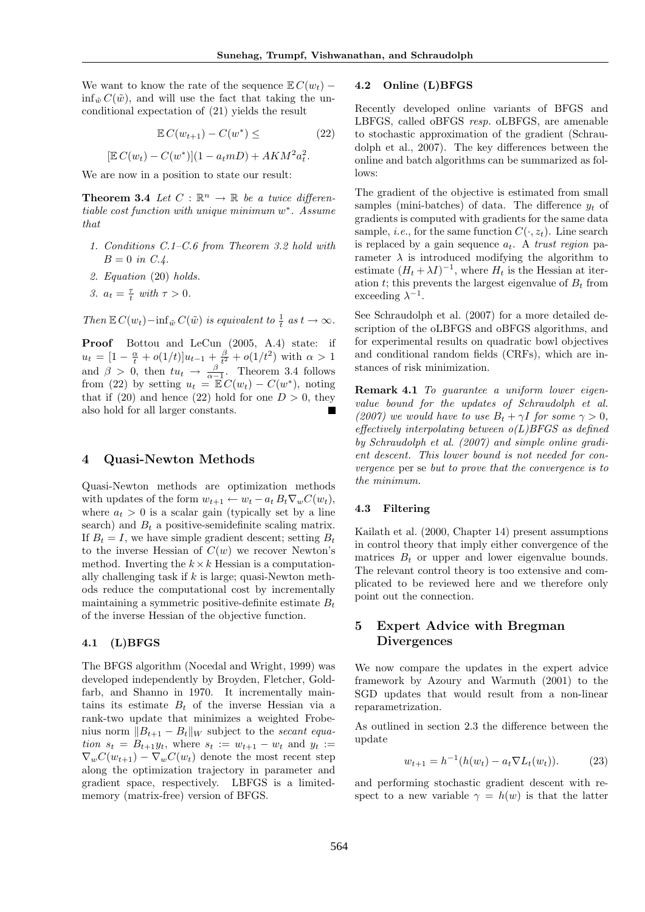We want to know the rate of the sequence $\mathbb{E}\, C(w_t) - \inf_{\tilde{w}} C(\tilde{w})$, and will use the fact that taking the unconditional expectation of (21) yields the result

$$\mathbb{E}\, C(w_{t+1}) - C(w^*) \leq \tag{22}$$

$$[\mathbb{E}\, C(w_t) - C(w^*)](1 - a_t m D) + AKM^2 a_t^2.$$

We are now in a position to state our result:

**Theorem 3.4** *Let $C : \mathbb{R}^n \to \mathbb{R}$ be a twice differentiable cost function with unique minimum $w^*$. Assume that*

1. *Conditions C.1–C.6 from Theorem 3.2 hold with $B = 0$ in C.4.*
2. *Equation (20) holds.*
3. *$a_t = \frac{\tau}{t}$ with $\tau > 0$.*

*Then $\mathbb{E}\, C(w_t) - \inf_{\tilde{w}} C(\tilde{w})$ is equivalent to $\frac{1}{t}$ as $t \to \infty$.*

**Proof** Bottou and LeCun (2005, A.4) state: if $u_t = [1 - \frac{\alpha}{t} + o(1/t)]u_{t-1} + \frac{\beta}{t^2} + o(1/t^2)$ with $\alpha > 1$ and $\beta > 0$, then $t u_t \to \frac{\beta}{\alpha - 1}$. Theorem 3.4 follows from (22) by setting $u_t = \mathbb{E}\, C(w_t) - C(w^*)$, noting that if (20) and hence (22) hold for one $D > 0$, they also hold for all larger constants. ∎

## 4 Quasi-Newton Methods

Quasi-Newton methods are optimization methods with updates of the form $w_{t+1} \leftarrow w_t - a_t B_t \nabla_w C(w_t)$, where $a_t > 0$ is a scalar gain (typically set by a line search) and $B_t$ a positive-semidefinite scaling matrix. If $B_t = I$, we have simple gradient descent; setting $B_t$ to the inverse Hessian of $C(w)$ we recover Newton's method. Inverting the $k \times k$ Hessian is a computationally challenging task if $k$ is large; quasi-Newton methods reduce the computational cost by incrementally maintaining a symmetric positive-definite estimate $B_t$ of the inverse Hessian of the objective function.

### 4.1 (L)BFGS

The BFGS algorithm (Nocedal and Wright, 1999) was developed independently by Broyden, Fletcher, Goldfarb, and Shanno in 1970. It incrementally maintains its estimate $B_t$ of the inverse Hessian via a rank-two update that minimizes a weighted Frobenius norm $\|B_{t+1} - B_t\|_W$ subject to the *secant equation* $s_t = B_{t+1} y_t$, where $s_t := w_{t+1} - w_t$ and $y_t := \nabla_w C(w_{t+1}) - \nabla_w C(w_t)$ denote the most recent step along the optimization trajectory in parameter and gradient space, respectively. LBFGS is a limited-memory (matrix-free) version of BFGS.

### 4.2 Online (L)BFGS

Recently developed online variants of BFGS and LBFGS, called oBFGS *resp.* oLBFGS, are amenable to stochastic approximation of the gradient (Schraudolph et al., 2007). The key differences between the online and batch algorithms can be summarized as follows:

The gradient of the objective is estimated from small samples (mini-batches) of data. The difference $y_t$ of gradients is computed with gradients for the same data sample, *i.e.*, for the same function $C(\cdot, z_t)$. Line search is replaced by a gain sequence $a_t$. A *trust region* parameter $\lambda$ is introduced modifying the algorithm to estimate $(H_t + \lambda I)^{-1}$, where $H_t$ is the Hessian at iteration $t$; this prevents the largest eigenvalue of $B_t$ from exceeding $\lambda^{-1}$.

See Schraudolph et al. (2007) for a more detailed description of the oLBFGS and oBFGS algorithms, and for experimental results on quadratic bowl objectives and conditional random fields (CRFs), which are instances of risk minimization.

**Remark 4.1** *To guarantee a uniform lower eigenvalue bound for the updates of Schraudolph et al. (2007) we would have to use $B_t + \gamma I$ for some $\gamma > 0$, effectively interpolating between o(L)BFGS as defined by Schraudolph et al. (2007) and simple online gradient descent. This lower bound is not needed for convergence* per se *but to prove that the convergence is to the minimum.*

### 4.3 Filtering

Kailath et al. (2000, Chapter 14) present assumptions in control theory that imply either convergence of the matrices $B_t$ or upper and lower eigenvalue bounds. The relevant control theory is too extensive and complicated to be reviewed here and we therefore only point out the connection.

## 5 Expert Advice with Bregman Divergences

We now compare the updates in the expert advice framework by Azoury and Warmuth (2001) to the SGD updates that would result from a non-linear reparametrization.

As outlined in section 2.3 the difference between the update

$$w_{t+1} = h^{-1}(h(w_t) - a_t \nabla L_t(w_t)). \tag{23}$$

and performing stochastic gradient descent with respect to a new variable $\gamma = h(w)$ is that the latter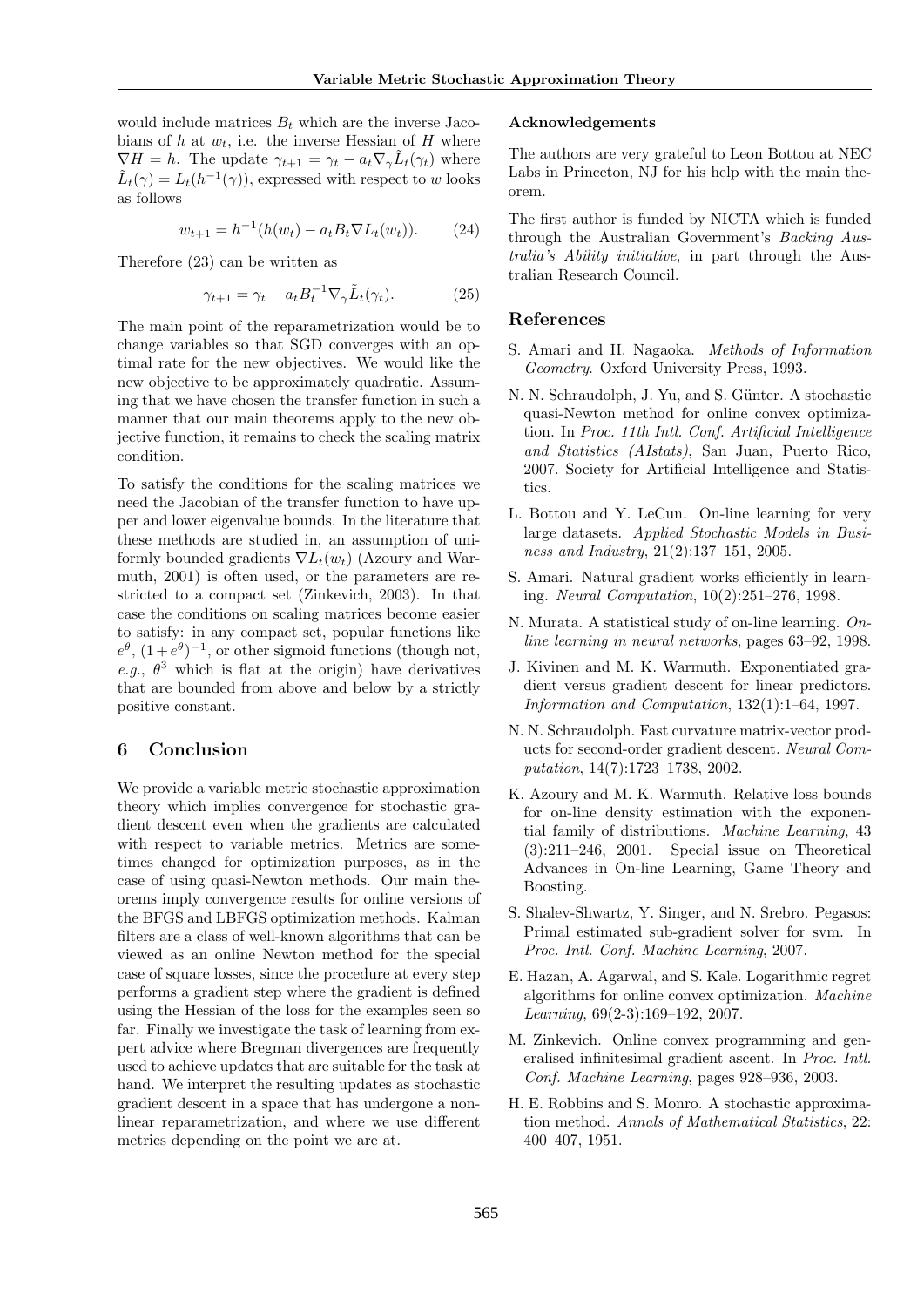would include matrices $B_t$ which are the inverse Jacobians of $h$ at $w_t$, i.e. the inverse Hessian of $H$ where $\nabla H = h$. The update $\gamma_{t+1} = \gamma_t - a_t \nabla_\gamma \tilde{L}_t(\gamma_t)$ where $\tilde{L}_t(\gamma) = L_t(h^{-1}(\gamma))$, expressed with respect to $w$ looks as follows

$$w_{t+1} = h^{-1}(h(w_t) - a_t B_t \nabla L_t(w_t)). \tag{24}$$

Therefore (23) can be written as

$$\gamma_{t+1} = \gamma_t - a_t B_t^{-1} \nabla_\gamma \tilde{L}_t(\gamma_t). \tag{25}$$

The main point of the reparametrization would be to change variables so that SGD converges with an optimal rate for the new objectives. We would like the new objective to be approximately quadratic. Assuming that we have chosen the transfer function in such a manner that our main theorems apply to the new objective function, it remains to check the scaling matrix condition.

To satisfy the conditions for the scaling matrices we need the Jacobian of the transfer function to have upper and lower eigenvalue bounds. In the literature that these methods are studied in, an assumption of uniformly bounded gradients $\nabla L_t(w_t)$ (Azoury and Warmuth, 2001) is often used, or the parameters are restricted to a compact set (Zinkevich, 2003). In that case the conditions on scaling matrices become easier to satisfy: in any compact set, popular functions like $e^\theta$, $(1+e^\theta)^{-1}$, or other sigmoid functions (though not, *e.g.*, $\theta^3$ which is flat at the origin) have derivatives that are bounded from above and below by a strictly positive constant.

## 6 Conclusion

We provide a variable metric stochastic approximation theory which implies convergence for stochastic gradient descent even when the gradients are calculated with respect to variable metrics. Metrics are sometimes changed for optimization purposes, as in the case of using quasi-Newton methods. Our main theorems imply convergence results for online versions of the BFGS and LBFGS optimization methods. Kalman filters are a class of well-known algorithms that can be viewed as an online Newton method for the special case of square losses, since the procedure at every step performs a gradient step where the gradient is defined using the Hessian of the loss for the examples seen so far. Finally we investigate the task of learning from expert advice where Bregman divergences are frequently used to achieve updates that are suitable for the task at hand. We interpret the resulting updates as stochastic gradient descent in a space that has undergone a nonlinear reparametrization, and where we use different metrics depending on the point we are at.

#### Acknowledgements

The authors are very grateful to Leon Bottou at NEC Labs in Princeton, NJ for his help with the main theorem.

The first author is funded by NICTA which is funded through the Australian Government's *Backing Australia's Ability initiative*, in part through the Australian Research Council.

## References

S. Amari and H. Nagaoka. *Methods of Information Geometry*. Oxford University Press, 1993.

N. N. Schraudolph, J. Yu, and S. Günter. A stochastic quasi-Newton method for online convex optimization. In *Proc. 11th Intl. Conf. Artificial Intelligence and Statistics (AIstats)*, San Juan, Puerto Rico, 2007. Society for Artificial Intelligence and Statistics.

L. Bottou and Y. LeCun. On-line learning for very large datasets. *Applied Stochastic Models in Business and Industry*, 21(2):137–151, 2005.

S. Amari. Natural gradient works efficiently in learning. *Neural Computation*, 10(2):251–276, 1998.

N. Murata. A statistical study of on-line learning. *Online learning in neural networks*, pages 63–92, 1998.

J. Kivinen and M. K. Warmuth. Exponentiated gradient versus gradient descent for linear predictors. *Information and Computation*, 132(1):1–64, 1997.

N. N. Schraudolph. Fast curvature matrix-vector products for second-order gradient descent. *Neural Computation*, 14(7):1723–1738, 2002.

K. Azoury and M. K. Warmuth. Relative loss bounds for on-line density estimation with the exponential family of distributions. *Machine Learning*, 43 (3):211–246, 2001. Special issue on Theoretical Advances in On-line Learning, Game Theory and Boosting.

S. Shalev-Shwartz, Y. Singer, and N. Srebro. Pegasos: Primal estimated sub-gradient solver for svm. In *Proc. Intl. Conf. Machine Learning*, 2007.

E. Hazan, A. Agarwal, and S. Kale. Logarithmic regret algorithms for online convex optimization. *Machine Learning*, 69(2-3):169–192, 2007.

M. Zinkevich. Online convex programming and generalised infinitesimal gradient ascent. In *Proc. Intl. Conf. Machine Learning*, pages 928–936, 2003.

H. E. Robbins and S. Monro. A stochastic approximation method. *Annals of Mathematical Statistics*, 22: 400–407, 1951.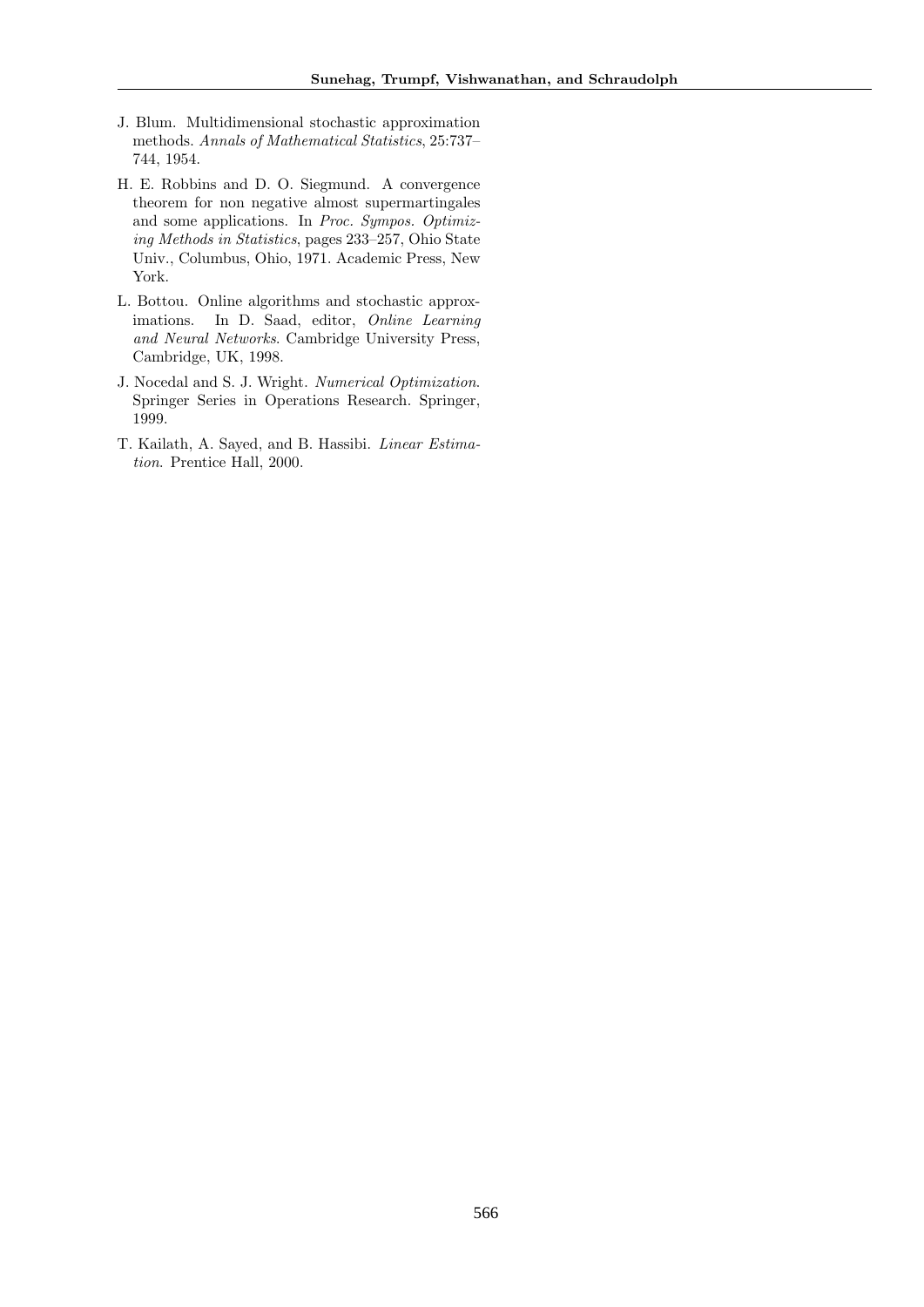J. Blum. Multidimensional stochastic approximation methods. *Annals of Mathematical Statistics*, 25:737–744, 1954.

H. E. Robbins and D. O. Siegmund. A convergence theorem for non negative almost supermartingales and some applications. In *Proc. Sympos. Optimizing Methods in Statistics*, pages 233–257, Ohio State Univ., Columbus, Ohio, 1971. Academic Press, New York.

L. Bottou. Online algorithms and stochastic approximations. In D. Saad, editor, *Online Learning and Neural Networks*. Cambridge University Press, Cambridge, UK, 1998.

J. Nocedal and S. J. Wright. *Numerical Optimization*. Springer Series in Operations Research. Springer, 1999.

T. Kailath, A. Sayed, and B. Hassibi. *Linear Estimation*. Prentice Hall, 2000.